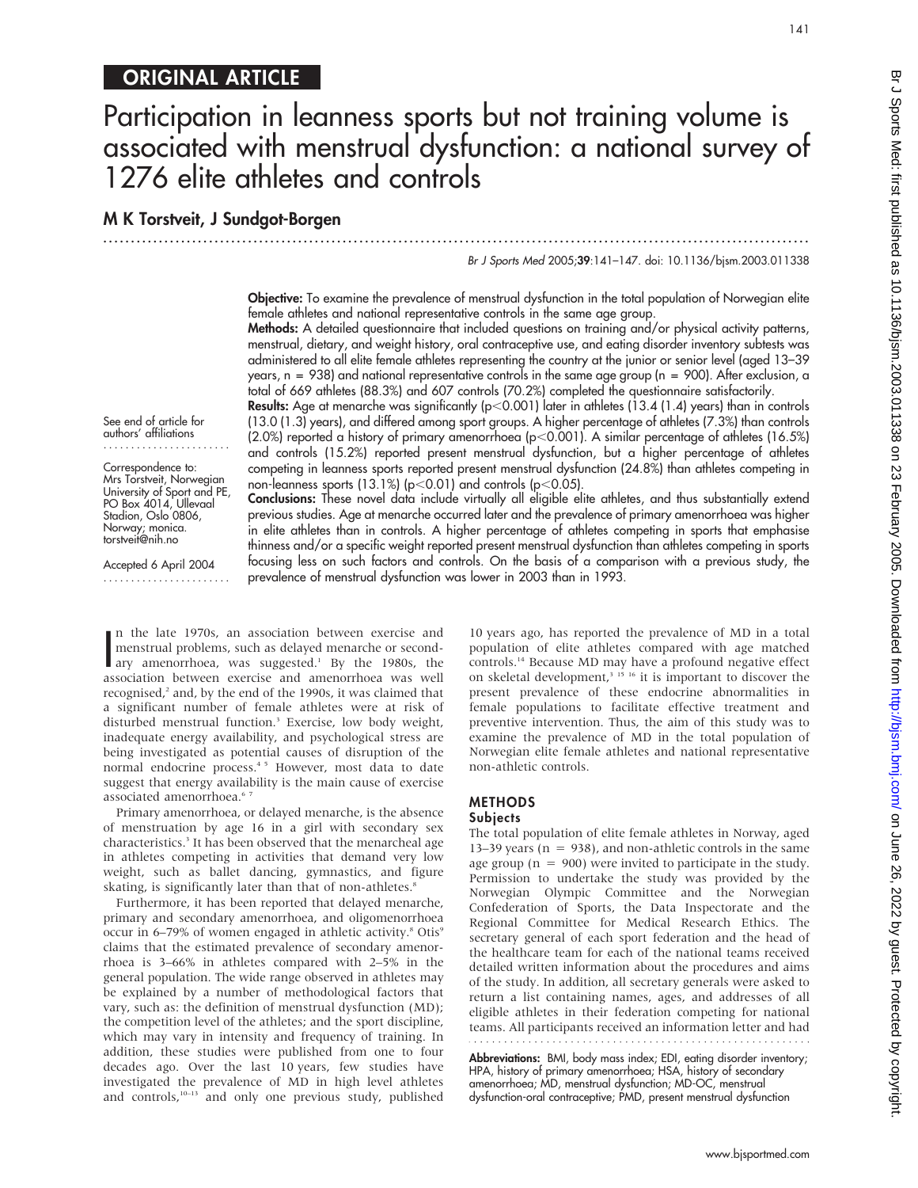## ORIGINAL ARTICLE

# Participation in leanness sports but not training volume is associated with menstrual dysfunction: a national survey of 1276 elite athletes and controls

**M K Torstveit, J Sundgot-Borgen**

Br J Sports Med 2005;39:141–147. doi: 10.1136/bjsm.2003.011338

See end of article for authors' affiliations

Correspondence to: Mrs Torstveit, Norwegian University of Sport and PE, PO Box 4014, Ullevaal Stadion, Oslo 0806, Norway; monica.torstveit@nih.no

Accepted 6 April 2004

**Objective:** To examine the prevalence of menstrual dysfunction in the total population of Norwegian elite female athletes and national representative controls in the same age group.

**Methods:** A detailed questionnaire that included questions on training and/or physical activity patterns, menstrual, dietary, and weight history, oral contraceptive use, and eating disorder inventory subtests was administered to all elite female athletes representing the country at the junior or senior level (aged 13–39 years, n = 938) and national representative controls in the same age group (n = 900). After exclusion, a total of 669 athletes (88.3%) and 607 controls (70.2%) completed the questionnaire satisfactorily.

**Results:** Age at menarche was significantly ($p<0.001$) later in athletes (13.4 (1.4) years) than in controls (13.0 (1.3) years), and differed among sport groups. A higher percentage of athletes (7.3%) than controls (2.0%) reported a history of primary amenorrhoea ($p<0.001$). A similar percentage of athletes (16.5%) and controls (15.2%) reported present menstrual dysfunction, but a higher percentage of athletes competing in leanness sports reported present menstrual dysfunction (24.8%) than athletes competing in non-leanness sports (13.1%) ($p<0.01$) and controls ($p<0.05$).

**Conclusions:** These novel data include virtually all eligible elite athletes, and thus substantially extend previous studies. Age at menarche occurred later and the prevalence of primary amenorrhoea was higher in elite athletes than in controls. A higher percentage of athletes competing in sports that emphasise thinness and/or a specific weight reported present menstrual dysfunction than athletes competing in sports focusing less on such factors and controls. On the basis of a comparison with a previous study, the prevalence of menstrual dysfunction was lower in 2003 than in 1993.

In the late 1970s, an association between exercise and menstrual problems, such as delayed menarche or secondary amenorrhoea, was suggested.[1] By the 1980s, the association between exercise and amenorrhoea was well recognised,[2] and, by the end of the 1990s, it was claimed that a significant number of female athletes were at risk of disturbed menstrual function.[3] Exercise, low body weight, inadequate energy availability, and psychological stress are being investigated as potential causes of disruption of the normal endocrine process.[4 5] However, most data to date suggest that energy availability is the main cause of exercise associated amenorrhoea.[6 7]

Primary amenorrhoea, or delayed menarche, is the absence of menstruation by age 16 in a girl with secondary sex characteristics.[3] It has been observed that the menarcheal age in athletes competing in activities that demand very low weight, such as ballet dancing, gymnastics, and figure skating, is significantly later than that of non-athletes.[8]

Furthermore, it has been reported that delayed menarche, primary and secondary amenorrhoea, and oligomenorrhoea occur in 6–79% of women engaged in athletic activity.[8] Otis[9] claims that the estimated prevalence of secondary amenorrhoea is 3–66% in athletes compared with 2–5% in the general population. The wide range observed in athletes may be explained by a number of methodological factors that vary, such as: the definition of menstrual dysfunction (MD); the competition level of the athletes; and the sport discipline, which may vary in intensity and frequency of training. In addition, these studies were published from one to four decades ago. Over the last 10 years, few studies have investigated the prevalence of MD in high level athletes and controls,[10–13] and only one previous study, published 10 years ago, has reported the prevalence of MD in a total population of elite athletes compared with age matched controls.[14] Because MD may have a profound negative effect on skeletal development,[3 15 16] it is important to discover the present prevalence of these endocrine abnormalities in female populations to facilitate effective treatment and preventive intervention. Thus, the aim of this study was to examine the prevalence of MD in the total population of Norwegian elite female athletes and national representative non-athletic controls.

## METHODS

### Subjects

The total population of elite female athletes in Norway, aged 13–39 years (n = 938), and non-athletic controls in the same age group (n = 900) were invited to participate in the study. Permission to undertake the study was provided by the Norwegian Olympic Committee and the Norwegian Confederation of Sports, the Data Inspectorate and the Regional Committee for Medical Research Ethics. The secretary general of each sport federation and the head of the healthcare team for each of the national teams received detailed written information about the procedures and aims of the study. In addition, all secretary generals were asked to return a list containing names, ages, and addresses of all eligible athletes in their federation competing for national teams. All participants received an information letter and had

**Abbreviations:** BMI, body mass index; EDI, eating disorder inventory; HPA, history of primary amenorrhoea; HSA, history of secondary amenorrhoea; MD, menstrual dysfunction; MD-OC, menstrual dysfunction-oral contraceptive; PMD, present menstrual dysfunction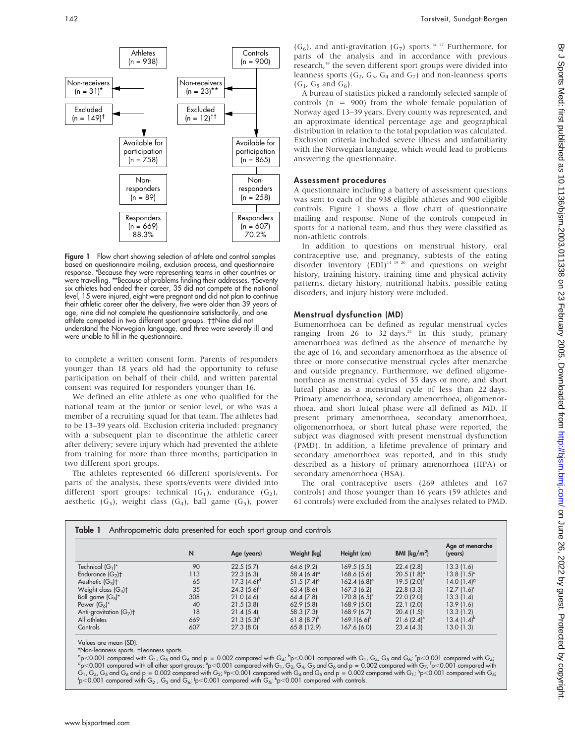Figure 1 flow chart:

- Athletes (n = 938)
  - Non-receivers (n = 31)*
  - Excluded (n = 149)†
  - Available for participation (n = 758)
  - Non-responders (n = 89)
  - Responders (n = 669) 88.3%
- Controls (n = 900)
  - Non-receivers (n = 23)**
  - Excluded (n = 12)††
  - Available for participation (n = 865)
  - Non-responders (n = 258)
  - Responders (n = 607) 70.2%

**Figure 1** Flow chart showing selection of athlete and control samples based on questionnaire mailing, exclusion process, and questionnaire response. *Because they were representing teams in other countries or were travelling. **Because of problems finding their addresses. †Seventy six athletes had ended their career, 35 did not compete at the national level, 15 were injured, eight were pregnant and did not plan to continue their athletic career after the delivery, five were older than 39 years of age, nine did not complete the questionnaire satisfactorily, and one athlete competed in two different sport groups. ††Nine did not understand the Norwegian language, and three were severely ill and were unable to fill in the questionnaire.

to complete a written consent form. Parents of responders younger than 18 years old had the opportunity to refuse participation on behalf of their child, and written parental consent was required for responders younger than 16.

We defined an elite athlete as one who qualified for the national team at the junior or senior level, or who was a member of a recruiting squad for that team. The athletes had to be 13–39 years old. Exclusion criteria included: pregnancy with a subsequent plan to discontinue the athletic career after delivery; severe injury which had prevented the athlete from training for more than three months; participation in two different sport groups.

The athletes represented 66 different sports/events. For parts of the analysis, these sports/events were divided into different sport groups: technical ($G_1$), endurance ($G_2$), aesthetic ($G_3$), weight class ($G_4$), ball game ($G_5$), power ($G_6$), and anti-gravitation ($G_7$) sports.[14,17] Furthermore, for parts of the analysis and in accordance with previous research,[18] the seven different sport groups were divided into leanness sports ($G_2$, $G_3$, $G_4$ and $G_7$) and non-leanness sports ($G_1$, $G_5$ and $G_6$).

A bureau of statistics picked a randomly selected sample of controls (n = 900) from the whole female population of Norway aged 13–39 years. Every county was represented, and an approximate identical percentage age and geographical distribution in relation to the total population was calculated. Exclusion criteria included severe illness and unfamiliarity with the Norwegian language, which would lead to problems answering the questionnaire.

## Assessment procedures

A questionnaire including a battery of assessment questions was sent to each of the 938 eligible athletes and 900 eligible controls. Figure 1 shows a flow chart of questionnaire mailing and response. None of the controls competed in sports for a national team, and thus they were classified as non-athletic controls.

In addition to questions on menstrual history, oral contraceptive use, and pregnancy, subtests of the eating disorder inventory (EDI)[14,19,20] and questions on weight history, training history, training time and physical activity patterns, dietary history, nutritional habits, possible eating disorders, and injury history were included.

## Menstrual dysfunction (MD)

Eumenorrhoea can be defined as regular menstrual cycles ranging from 26 to 32 days.[21] In this study, primary amenorrhoea was defined as the absence of menarche by the age of 16, and secondary amenorrhoea as the absence of three or more consecutive menstrual cycles after menarche and outside pregnancy. Furthermore, we defined oligomenorrhoea as menstrual cycles of 35 days or more, and short luteal phase as a menstrual cycle of less than 22 days. Primary amenorrhoea, secondary amenorrhoea, oligomenorrhoea, and short luteal phase were all defined as MD. If present primary amenorrhoea, secondary amenorrhoea, oligomenorrhoea, or short luteal phase were reported, the subject was diagnosed with present menstrual dysfunction (PMD). In addition, a lifetime prevalence of primary and secondary amenorrhoea was reported, and in this study described as a history of primary amenorrhoea (HPA) or secondary amenorrhoea (HSA).

The oral contraceptive users (269 athletes and 167 controls) and those younger than 16 years (59 athletes and 61 controls) were excluded from the analyses related to PMD.

**Table 1** Anthropometric data presented for each sport group and controls

| | N | Age (years) | Weight (kg) | Height (cm) | BMI (kg/m$^2$) | Age at menarche (years) |
|---|---|---|---|---|---|---|
| Technical ($G_1$)* | 90 | 22.5 (5.7) | 64.6 (9.2) | 169.5 (5.5) | 22.4 (2.8) | 13.3 (1.6) |
| Endurance ($G_2$)† | 113 | 22.3 (6.3) | 58.4 (6.4)$^a$ | 168.6 (5.6) | 20.5 (1.8)$^b$ | 13.8 (1.5)$^c$ |
| Aesthetic ($G_3$)† | 65 | 17.3 (4.6)$^d$ | 51.5 (7.4)$^e$ | 162.4 (6.8)$^e$ | 19.5 (2.0)$^f$ | 14.0 (1.4)$^g$ |
| Weight class ($G_4$)† | 35 | 24.3 (5.6)$^h$ | 63.4 (8.6) | 167.3 (6.2) | 22.8 (3.3) | 12.7 (1.6)$^i$ |
| Ball game ($G_5$)* | 308 | 21.0 (4.6) | 64.4 (7.8) | 170.8 (6.5)$^k$ | 22.0 (2.0) | 13.3 (1.4) |
| Power ($G_6$)* | 40 | 21.5 (3.8) | 62.9 (5.8) | 168.9 (5.0) | 22.1 (2.0) | 13.9 (1.6) |
| Anti-gravitation ($G_7$)† | 18 | 21.4 (5.4) | 58.3 (7.3)$^j$ | 168.9 (6.7) | 20.4 (1.5)$^j$ | 13.3 (1.2) |
| All athletes | 669 | 21.3 (5.3)$^k$ | 61.8 (8.7)$^k$ | 169.1(6.6)$^k$ | 21.6 (2.4)$^k$ | 13.4 (1.4)$^k$ |
| Controls | 607 | 27.3 (8.0) | 65.8 (12.9) | 167.6 (6.0) | 23.4 (4.3) | 13.0 (1.3) |

Values are mean (SD).

*Non-leanness sports. †Leanness sports.

$^a$p<0.001 compared with $G_1$, $G_5$ and $G_6$ and p = 0.002 compared with $G_4$; $^b$p<0.001 compared with $G_1$, $G_4$, $G_5$ and $G_6$; $^c$p<0.001 compared with $G_4$; $^d$p<0.001 compared with all other sport groups; $^e$p<0.001 compared with $G_1$, $G_2$, $G_4$, $G_5$ and $G_6$ and p = 0.002 compared with $G_7$; $^f$p<0.001 compared with $G_1$, $G_4$, $G_5$ and $G_6$ and p = 0.002 compared with $G_2$; $^g$p<0.001 compared with $G_4$ and $G_5$ and p = 0.002 compared with $G_1$; $^h$p<0.001 compared with $G_5$; $^i$p<0.001 compared with $G_2$ , $G_3$ and $G_6$; $^j$p<0.001 compared with $G_5$; $^k$p<0.001 compared with controls.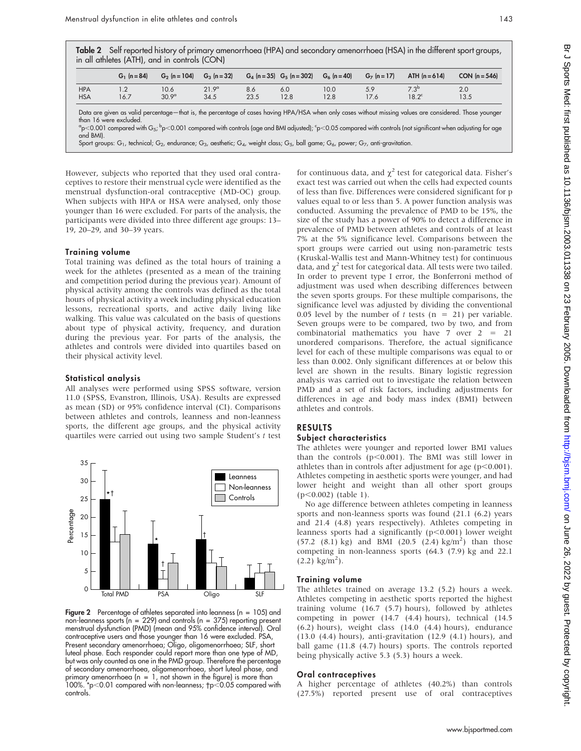**Table 2** Self reported history of primary amenorrhoea (HPA) and secondary amenorrhoea (HSA) in the different sport groups, in all athletes (ATH), and in controls (CON)

| | $G_1$ (n = 84) | $G_2$ (n = 104) | $G_3$ (n = 32) | $G_4$ (n = 35) | $G_5$ (n = 302) | $G_6$ (n = 40) | $G_7$ (n = 17) | ATH (n = 614) | CON (n = 546) |
|---|---|---|---|---|---|---|---|---|---|
| HPA | 1.2 | 10.6 | 21.9[a] | 8.6 | 6.0 | 10.0 | 5.9 | 7.3[b] | 2.0 |
| HSA | 16.7 | 30.9[a] | 34.5 | 23.5 | 12.8 | 12.8 | 17.6 | 18.2[c] | 13.5 |

Data are given as valid percentage—that is, the percentage of cases having HPA/HSA when only cases without missing values are considered. Those younger than 16 were excluded.
[a]$p<0.001$ compared with $G_5$; [b]$p<0.001$ compared with controls (age and BMI adjusted); [c]$p<0.05$ compared with controls (not significant when adjusting for age and BMI).
Sport groups: $G_1$, technical; $G_2$, endurance; $G_3$, aesthetic; $G_4$, weight class; $G_5$, ball game; $G_6$, power; $G_7$, anti-gravitation.

However, subjects who reported that they used oral contraceptives to restore their menstrual cycle were identified as the menstrual dysfunction-oral contraceptive (MD-OC) group. When subjects with HPA or HSA were analysed, only those younger than 16 were excluded. For parts of the analysis, the participants were divided into three different age groups: 13–19, 20–29, and 30–39 years.

### Training volume

Total training was defined as the total hours of training a week for the athletes (presented as a mean of the training and competition period during the previous year). Amount of physical activity among the controls was defined as the total hours of physical activity a week including physical education lessons, recreational sports, and active daily living like walking. This value was calculated on the basis of questions about type of physical activity, frequency, and duration during the previous year. For parts of the analysis, the athletes and controls were divided into quartiles based on their physical activity level.

### Statistical analysis

All analyses were performed using SPSS software, version 11.0 (SPSS, Evanstron, Illinois, USA). Results are expressed as mean (SD) or 95% confidence interval (CI). Comparisons between athletes and controls, leanness and non-leanness sports, the different age groups, and the physical activity quartiles were carried out using two sample Student's *t* test for continuous data, and $\chi^2$ test for categorical data. Fisher's exact test was carried out when the cells had expected counts of less than five. Differences were considered significant for p values equal to or less than 5. A power function analysis was conducted. Assuming the prevalence of PMD to be 15%, the size of the study has a power of 90% to detect a difference in prevalence of PMD between athletes and controls of at least 7% at the 5% significance level. Comparisons between the sport groups were carried out using non-parametric tests (Kruskal-Wallis test and Mann-Whitney test) for continuous data, and $\chi^2$ test for categorical data. All tests were two tailed. In order to prevent type I error, the Bonferroni method of adjustment was used when describing differences between the seven sports groups. For these multiple comparisons, the significance level was adjusted by dividing the conventional 0.05 level by the number of *t* tests (n = 21) per variable. Seven groups were to be compared, two by two, and from combinatorial mathematics you have 7 over 2 = 21 unordered comparisons. Therefore, the actual significance level for each of these multiple comparisons was equal to or less than 0.002. Only significant differences at or below this level are shown in the results. Binary logistic regression analysis was carried out to investigate the relation between PMD and a set of risk factors, including adjustments for differences in age and body mass index (BMI) between athletes and controls.

**Figure 2** Percentage of athletes separated into leanness (n = 105) and non-leanness sports (n = 229) and controls (n = 375) reporting present menstrual dysfunction (PMD) (mean and 95% confidence interval). Oral contraceptive users and those younger than 16 were excluded. PSA, Present secondary amenorrhoea; Oligo, oligomenorrhoea; SLF, short luteal phase. Each responder could report more than one type of MD, but was only counted as one in the PMD group. Therefore the percentage of secondary amenorrhoea, oligomenorrhoea, short luteal phase, and primary amenorrhoea (n = 1, not shown in the figure) is more than 100%. \*$p<0.01$ compared with non-leanness; †$p<0.05$ compared with controls.

## RESULTS

### Subject characteristics

The athletes were younger and reported lower BMI values than the controls ($p<0.001$). The BMI was still lower in athletes than in controls after adjustment for age ($p<0.001$). Athletes competing in aesthetic sports were younger, and had lower height and weight than all other sport groups ($p<0.002$) (table 1).

No age difference between athletes competing in leanness sports and non-leanness sports was found (21.1 (6.2) years and 21.4 (4.8) years respectively). Athletes competing in leanness sports had a significantly ($p<0.001$) lower weight (57.2 (8.1) kg) and BMI (20.5 (2.4) kg/m$^2$) than those competing in non-leanness sports (64.3 (7.9) kg and 22.1 (2.2) kg/m$^2$).

### Training volume

The athletes trained on average 13.2 (5.2) hours a week. Athletes competing in aesthetic sports reported the highest training volume (16.7 (5.7) hours), followed by athletes competing in power (14.7 (4.4) hours), technical (14.5 (6.2) hours), weight class (14.0 (4.4) hours), endurance (13.0 (4.4) hours), anti-gravitation (12.9 (4.1) hours), and ball game (11.8 (4.7) hours) sports. The controls reported being physically active 5.3 (5.3) hours a week.

### Oral contraceptives

A higher percentage of athletes (40.2%) than controls (27.5%) reported present use of oral contraceptives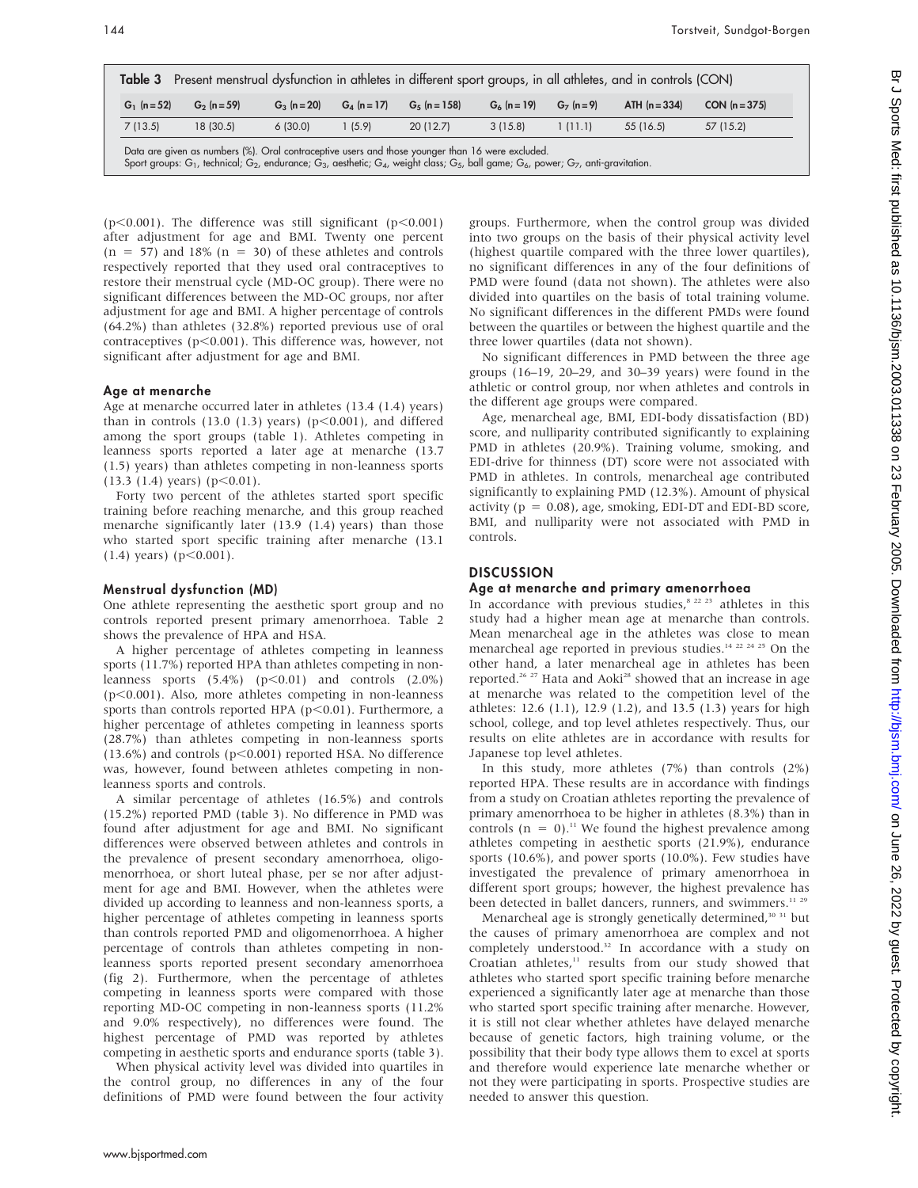**Table 3** Present menstrual dysfunction in athletes in different sport groups, in all athletes, and in controls (CON)

| $G_1$ (n = 52) | $G_2$ (n = 59) | $G_3$ (n = 20) | $G_4$ (n = 17) | $G_5$ (n = 158) | $G_6$ (n = 19) | $G_7$ (n = 9) | ATH (n = 334) | CON (n = 375) |
|---|---|---|---|---|---|---|---|---|
| 7 (13.5) | 18 (30.5) | 6 (30.0) | 1 (5.9) | 20 (12.7) | 3 (15.8) | 1 (11.1) | 55 (16.5) | 57 (15.2) |

Data are given as numbers (%). Oral contraceptive users and those younger than 16 were excluded.
Sport groups: $G_1$, technical; $G_2$, endurance; $G_3$, aesthetic; $G_4$, weight class; $G_5$, ball game; $G_6$, power; $G_7$, anti-gravitation.

($p<0.001$). The difference was still significant ($p<0.001$) after adjustment for age and BMI. Twenty one percent (n = 57) and 18% (n = 30) of these athletes and controls respectively reported that they used oral contraceptives to restore their menstrual cycle (MD-OC group). There were no significant differences between the MD-OC groups, nor after adjustment for age and BMI. A higher percentage of controls (64.2%) than athletes (32.8%) reported previous use of oral contraceptives ($p<0.001$). This difference was, however, not significant after adjustment for age and BMI.

### Age at menarche

Age at menarche occurred later in athletes (13.4 (1.4) years) than in controls (13.0 (1.3) years) ($p<0.001$), and differed among the sport groups (table 1). Athletes competing in leanness sports reported a later age at menarche (13.7 (1.5) years) than athletes competing in non-leanness sports (13.3 (1.4) years) ($p<0.01$).

Forty two percent of the athletes started sport specific training before reaching menarche, and this group reached menarche significantly later (13.9 (1.4) years) than those who started sport specific training after menarche (13.1 (1.4) years) ($p<0.001$).

### Menstrual dysfunction (MD)

One athlete representing the aesthetic sport group and no controls reported present primary amenorrhoea. Table 2 shows the prevalence of HPA and HSA.

A higher percentage of athletes competing in leanness sports (11.7%) reported HPA than athletes competing in non-leanness sports (5.4%) ($p<0.01$) and controls (2.0%) ($p<0.001$). Also, more athletes competing in non-leanness sports than controls reported HPA ($p<0.01$). Furthermore, a higher percentage of athletes competing in leanness sports (28.7%) than athletes competing in non-leanness sports (13.6%) and controls ($p<0.001$) reported HSA. No difference was, however, found between athletes competing in non-leanness sports and controls.

A similar percentage of athletes (16.5%) and controls (15.2%) reported PMD (table 3). No difference in PMD was found after adjustment for age and BMI. No significant differences were observed between athletes and controls in the prevalence of present secondary amenorrhoea, oligomenorrhoea, or short luteal phase, per se nor after adjustment for age and BMI. However, when the athletes were divided up according to leanness and non-leanness sports, a higher percentage of athletes competing in leanness sports than controls reported PMD and oligomenorrhoea. A higher percentage of controls than athletes competing in non-leanness sports reported present secondary amenorrhoea (fig 2). Furthermore, when the percentage of athletes competing in leanness sports were compared with those reporting MD-OC competing in non-leanness sports (11.2% and 9.0% respectively), no differences were found. The highest percentage of PMD was reported by athletes competing in aesthetic sports and endurance sports (table 3).

When physical activity level was divided into quartiles in the control group, no differences in any of the four definitions of PMD were found between the four activity groups. Furthermore, when the control group was divided into two groups on the basis of their physical activity level (highest quartile compared with the three lower quartiles), no significant differences in any of the four definitions of PMD were found (data not shown). The athletes were also divided into quartiles on the basis of total training volume. No significant differences in the different PMDs were found between the quartiles or between the highest quartile and the three lower quartiles (data not shown).

No significant differences in PMD between the three age groups (16–19, 20–29, and 30–39 years) were found in the athletic or control group, nor when athletes and controls in the different age groups were compared.

Age, menarcheal age, BMI, EDI-body dissatisfaction (BD) score, and nulliparity contributed significantly to explaining PMD in athletes (20.9%). Training volume, smoking, and EDI-drive for thinness (DT) score were not associated with PMD in athletes. In controls, menarcheal age contributed significantly to explaining PMD (12.3%). Amount of physical activity ($p = 0.08$), age, smoking, EDI-DT and EDI-BD score, BMI, and nulliparity were not associated with PMD in controls.

## DISCUSSION

### Age at menarche and primary amenorrhoea

In accordance with previous studies,[8 22 23] athletes in this study had a higher mean age at menarche than controls. Mean menarcheal age in the athletes was close to mean menarcheal age reported in previous studies.[14 22 24 25] On the other hand, a later menarcheal age in athletes has been reported.[26 27] Hata and Aoki[28] showed that an increase in age at menarche was related to the competition level of the athletes: 12.6 (1.1), 12.9 (1.2), and 13.5 (1.3) years for high school, college, and top level athletes respectively. Thus, our results on elite athletes are in accordance with results for Japanese top level athletes.

In this study, more athletes (7%) than controls (2%) reported HPA. These results are in accordance with findings from a study on Croatian athletes reporting the prevalence of primary amenorrhoea to be higher in athletes (8.3%) than in controls (n = 0).[11] We found the highest prevalence among athletes competing in aesthetic sports (21.9%), endurance sports (10.6%), and power sports (10.0%). Few studies have investigated the prevalence of primary amenorrhoea in different sport groups; however, the highest prevalence has been detected in ballet dancers, runners, and swimmers.[11 29]

Menarcheal age is strongly genetically determined,[30 31] but the causes of primary amenorrhoea are complex and not completely understood.[32] In accordance with a study on Croatian athletes,[11] results from our study showed that athletes who started sport specific training before menarche experienced a significantly later age at menarche than those who started sport specific training after menarche. However, it is still not clear whether athletes have delayed menarche because of genetic factors, high training volume, or the possibility that their body type allows them to excel at sports and therefore would experience late menarche whether or not they were participating in sports. Prospective studies are needed to answer this question.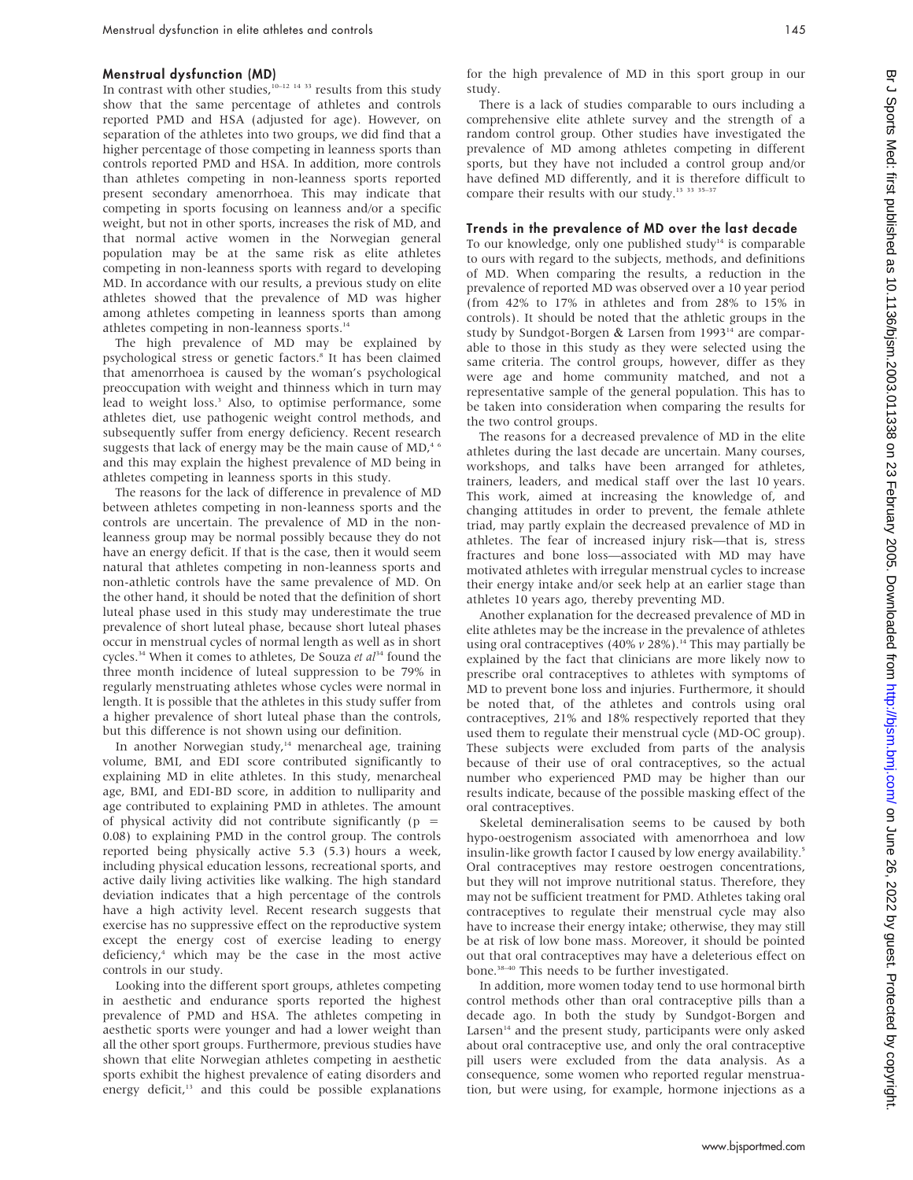### Menstrual dysfunction (MD)

In contrast with other studies,[10–12 14 33] results from this study show that the same percentage of athletes and controls reported PMD and HSA (adjusted for age). However, on separation of the athletes into two groups, we did find that a higher percentage of those competing in leanness sports than controls reported PMD and HSA. In addition, more controls than athletes competing in non-leanness sports reported present secondary amenorrhoea. This may indicate that competing in sports focusing on leanness and/or a specific weight, but not in other sports, increases the risk of MD, and that normal active women in the Norwegian general population may be at the same risk as elite athletes competing in non-leanness sports with regard to developing MD. In accordance with our results, a previous study on elite athletes showed that the prevalence of MD was higher among athletes competing in leanness sports than among athletes competing in non-leanness sports.[14]

The high prevalence of MD may be explained by psychological stress or genetic factors.[8] It has been claimed that amenorrhoea is caused by the woman's psychological preoccupation with weight and thinness which in turn may lead to weight loss.[3] Also, to optimise performance, some athletes diet, use pathogenic weight control methods, and subsequently suffer from energy deficiency. Recent research suggests that lack of energy may be the main cause of MD,[4 6] and this may explain the highest prevalence of MD being in athletes competing in leanness sports in this study.

The reasons for the lack of difference in prevalence of MD between athletes competing in non-leanness sports and the controls are uncertain. The prevalence of MD in the non-leanness group may be normal possibly because they do not have an energy deficit. If that is the case, then it would seem natural that athletes competing in non-leanness sports and non-athletic controls have the same prevalence of MD. On the other hand, it should be noted that the definition of short luteal phase used in this study may underestimate the true prevalence of short luteal phase, because short luteal phases occur in menstrual cycles of normal length as well as in short cycles.[34] When it comes to athletes, De Souza *et al*[34] found the three month incidence of luteal suppression to be 79% in regularly menstruating athletes whose cycles were normal in length. It is possible that the athletes in this study suffer from a higher prevalence of short luteal phase than the controls, but this difference is not shown using our definition.

In another Norwegian study,[14] menarcheal age, training volume, BMI, and EDI score contributed significantly to explaining MD in elite athletes. In this study, menarcheal age, BMI, and EDI-BD score, in addition to nulliparity and age contributed to explaining PMD in athletes. The amount of physical activity did not contribute significantly ($p = 0.08$) to explaining PMD in the control group. The controls reported being physically active 5.3 (5.3) hours a week, including physical education lessons, recreational sports, and active daily living activities like walking. The high standard deviation indicates that a high percentage of the controls have a high activity level. Recent research suggests that exercise has no suppressive effect on the reproductive system except the energy cost of exercise leading to energy deficiency,[4] which may be the case in the most active controls in our study.

Looking into the different sport groups, athletes competing in aesthetic and endurance sports reported the highest prevalence of PMD and HSA. The athletes competing in aesthetic sports were younger and had a lower weight than all the other sport groups. Furthermore, previous studies have shown that elite Norwegian athletes competing in aesthetic sports exhibit the highest prevalence of eating disorders and energy deficit,[13] and this could be possible explanations for the high prevalence of MD in this sport group in our study.

There is a lack of studies comparable to ours including a comprehensive elite athlete survey and the strength of a random control group. Other studies have investigated the prevalence of MD among athletes competing in different sports, but they have not included a control group and/or have defined MD differently, and it is therefore difficult to compare their results with our study.[13 33 35–37]

### Trends in the prevalence of MD over the last decade

To our knowledge, only one published study[14] is comparable to ours with regard to the subjects, methods, and definitions of MD. When comparing the results, a reduction in the prevalence of reported MD was observed over a 10 year period (from 42% to 17% in athletes and from 28% to 15% in controls). It should be noted that the athletic groups in the study by Sundgot-Borgen & Larsen from 1993[14] are comparable to those in this study as they were selected using the same criteria. The control groups, however, differ as they were age and home community matched, and not a representative sample of the general population. This has to be taken into consideration when comparing the results for the two control groups.

The reasons for a decreased prevalence of MD in the elite athletes during the last decade are uncertain. Many courses, workshops, and talks have been arranged for athletes, trainers, leaders, and medical staff over the last 10 years. This work, aimed at increasing the knowledge of, and changing attitudes in order to prevent, the female athlete triad, may partly explain the decreased prevalence of MD in athletes. The fear of increased injury risk—that is, stress fractures and bone loss—associated with MD may have motivated athletes with irregular menstrual cycles to increase their energy intake and/or seek help at an earlier stage than athletes 10 years ago, thereby preventing MD.

Another explanation for the decreased prevalence of MD in elite athletes may be the increase in the prevalence of athletes using oral contraceptives (40% *v* 28%).[14] This may partially be explained by the fact that clinicians are more likely now to prescribe oral contraceptives to athletes with symptoms of MD to prevent bone loss and injuries. Furthermore, it should be noted that, of the athletes and controls using oral contraceptives, 21% and 18% respectively reported that they used them to regulate their menstrual cycle (MD-OC group). These subjects were excluded from parts of the analysis because of their use of oral contraceptives, so the actual number who experienced PMD may be higher than our results indicate, because of the possible masking effect of the oral contraceptives.

Skeletal demineralisation seems to be caused by both hypo-oestrogenism associated with amenorrhoea and low insulin-like growth factor I caused by low energy availability.[5] Oral contraceptives may restore oestrogen concentrations, but they will not improve nutritional status. Therefore, they may not be sufficient treatment for PMD. Athletes taking oral contraceptives to regulate their menstrual cycle may also have to increase their energy intake; otherwise, they may still be at risk of low bone mass. Moreover, it should be pointed out that oral contraceptives may have a deleterious effect on bone.[38–40] This needs to be further investigated.

In addition, more women today tend to use hormonal birth control methods other than oral contraceptive pills than a decade ago. In both the study by Sundgot-Borgen and Larsen[14] and the present study, participants were only asked about oral contraceptive use, and only the oral contraceptive pill users were excluded from the data analysis. As a consequence, some women who reported regular menstruation, but were using, for example, hormone injections as a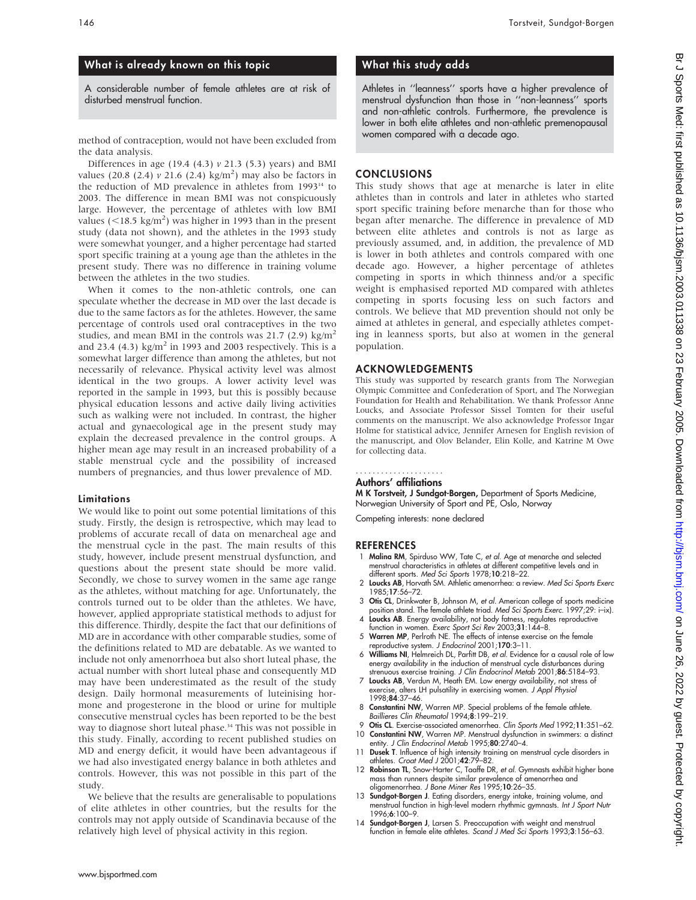## What is already known on this topic

A considerable number of female athletes are at risk of disturbed menstrual function.

method of contraception, would not have been excluded from the data analysis.

Differences in age (19.4 (4.3) *v* 21.3 (5.3) years) and BMI values (20.8 (2.4) *v* 21.6 (2.4) kg/m$^2$) may also be factors in the reduction of MD prevalence in athletes from 1993[14] to 2003. The difference in mean BMI was not conspicuously large. However, the percentage of athletes with low BMI values (<18.5 kg/m$^2$) was higher in 1993 than in the present study (data not shown), and the athletes in the 1993 study were somewhat younger, and a higher percentage had started sport specific training at a young age than the athletes in the present study. There was no difference in training volume between the athletes in the two studies.

When it comes to the non-athletic controls, one can speculate whether the decrease in MD over the last decade is due to the same factors as for the athletes. However, the same percentage of controls used oral contraceptives in the two studies, and mean BMI in the controls was 21.7 (2.9) kg/m$^2$ and 23.4 (4.3) kg/m$^2$ in 1993 and 2003 respectively. This is a somewhat larger difference than among the athletes, but not necessarily of relevance. Physical activity level was almost identical in the two groups. A lower activity level was reported in the sample in 1993, but this is possibly because physical education lessons and active daily living activities such as walking were not included. In contrast, the higher actual and gynaecological age in the present study may explain the decreased prevalence in the control groups. A higher mean age may result in an increased probability of a stable menstrual cycle and the possibility of increased numbers of pregnancies, and thus lower prevalence of MD.

### Limitations

We would like to point out some potential limitations of this study. Firstly, the design is retrospective, which may lead to problems of accurate recall of data on menarcheal age and the menstrual cycle in the past. The main results of this study, however, include present menstrual dysfunction, and questions about the present state should be more valid. Secondly, we chose to survey women in the same age range as the athletes, without matching for age. Unfortunately, the controls turned out to be older than the athletes. We have, however, applied appropriate statistical methods to adjust for this difference. Thirdly, despite the fact that our definitions of MD are in accordance with other comparable studies, some of the definitions related to MD are debatable. As we wanted to include not only amenorrhoea but also short luteal phase, the actual number with short luteal phase and consequently MD may have been underestimated as the result of the study design. Daily hormonal measurements of luteinising hormone and progesterone in the blood or urine for multiple consecutive menstrual cycles has been reported to be the best way to diagnose short luteal phase.[34] This was not possible in this study. Finally, according to recent published studies on MD and energy deficit, it would have been advantageous if we had also investigated energy balance in both athletes and controls. However, this was not possible in this part of the study.

We believe that the results are generalisable to populations of elite athletes in other countries, but the results for the controls may not apply outside of Scandinavia because of the relatively high level of physical activity in this region.

## What this study adds

Athletes in ''leanness'' sports have a higher prevalence of menstrual dysfunction than those in ''non-leanness'' sports and non-athletic controls. Furthermore, the prevalence is lower in both elite athletes and non-athletic premenopausal women compared with a decade ago.

## CONCLUSIONS

This study shows that age at menarche is later in elite athletes than in controls and later in athletes who started sport specific training before menarche than for those who began after menarche. The difference in prevalence of MD between elite athletes and controls is not as large as previously assumed, and, in addition, the prevalence of MD is lower in both athletes and controls compared with one decade ago. However, a higher percentage of athletes competing in sports in which thinness and/or a specific weight is emphasised reported MD compared with athletes competing in sports focusing less on such factors and controls. We believe that MD prevention should not only be aimed at athletes in general, and especially athletes competing in leanness sports, but also at women in the general population.

## ACKNOWLEDGEMENTS

This study was supported by research grants from The Norwegian Olympic Committee and Confederation of Sport, and The Norwegian Foundation for Health and Rehabilitation. We thank Professor Anne Loucks, and Associate Professor Sissel Tomten for their useful comments on the manuscript. We also acknowledge Professor Ingar Holme for statistical advice, Jennifer Arnesen for English revision of the manuscript, and Olov Belander, Elin Kolle, and Katrine M Owe for collecting data.

### Authors' affiliations

**M K Torstveit, J Sundgot-Borgen,** Department of Sports Medicine, Norwegian University of Sport and PE, Oslo, Norway

Competing interests: none declared

## REFERENCES

1. **Malina RM**, Spirduso WW, Tate C, *et al*. Age at menarche and selected menstrual characteristics in athletes at different competitive levels and in different sports. *Med Sci Sports* 1978;**10**:218–22.
2. **Loucks AB**, Horvath SM. Athletic amenorrhea: a review. *Med Sci Sports Exerc* 1985;**17**:56–72.
3. **Otis CL**, Drinkwater B, Johnson M, *et al*. American college of sports medicine position stand. The female athlete triad. *Med Sci Sports Exerc*. 1997;29: i–ix).
4. **Loucks AB**. Energy availability, not body fatness, regulates reproductive function in women. *Exerc Sport Sci Rev* 2003;**31**:144–8.
5. **Warren MP**, Perlroth NE. The effects of intense exercise on the female reproductive system. *J Endocrinol* 2001;**170**:3–11.
6. **Williams NI**, Helmreich DL, Parfitt DB, *et al*. Evidence for a causal role of low energy availability in the induction of menstrual cycle disturbances during strenuous exercise training. *J Clin Endocrinol Metab* 2001;**86**:5184–93.
7. **Loucks AB**, Verdun M, Heath EM. Low energy availability, not stress of exercise, alters LH pulsatility in exercising women. *J Appl Physiol* 1998;**84**:37–46.
8. **Constantini NW**, Warren MP. Special problems of the female athlete. *Baillieres Clin Rheumatol* 1994;**8**:199–219.
9. **Otis CL**. Exercise-associated amenorrhea. *Clin Sports Med* 1992;**11**:351–62.
10. **Constantini NW**, Warren MP. Menstrual dysfunction in swimmers: a distinct entity. *J Clin Endocrinol Metab* 1995;**80**:2740–4.
11. **Dusek T**. Influence of high intensity training on menstrual cycle disorders in athletes. *Croat Med J* 2001;**42**:79–82.
12. **Robinson TL**, Snow-Harter C, Taaffe DR, *et al*. Gymnasts exhibit higher bone mass than runners despite similar prevalence of amenorrhea and oligomenorrhea. *J Bone Miner Res* 1995;**10**:26–35.
13. **Sundgot-Borgen J**. Eating disorders, energy intake, training volume, and menstrual function in high-level modern rhythmic gymnasts. *Int J Sport Nutr* 1996;**6**:100–9.
14. **Sundgot-Borgen J**, Larsen S. Preoccupation with weight and menstrual function in female elite athletes. *Scand J Med Sci Sports* 1993;**3**:156–63.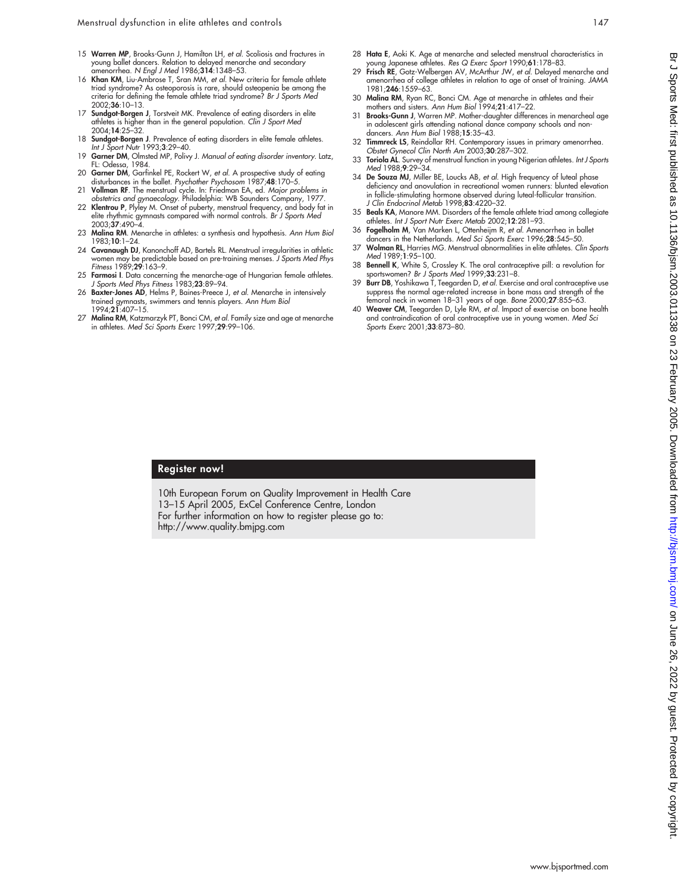15 **Warren MP**, Brooks-Gunn J, Hamilton LH, *et al*. Scoliosis and fractures in young ballet dancers. Relation to delayed menarche and secondary amenorrhea. *N Engl J Med* 1986;**314**:1348–53.

16 **Khan KM**, Liu-Ambrose T, Sran MM, *et al*. New criteria for female athlete triad syndrome? As osteoporosis is rare, should osteopenia be among the criteria for defining the female athlete triad syndrome? *Br J Sports Med* 2002;**36**:10–13.

17 **Sundgot-Borgen J**, Torstveit MK. Prevalence of eating disorders in elite athletes is higher than in the general population. *Clin J Sport Med* 2004;**14**:25–32.

18 **Sundgot-Borgen J**. Prevalence of eating disorders in elite female athletes. *Int J Sport Nutr* 1993;**3**:29–40.

19 **Garner DM**, Olmsted MP, Polivy J. *Manual of eating disorder inventory*. Latz, FL: Odessa, 1984.

20 **Garner DM**, Garfinkel PE, Rockert W, *et al*. A prospective study of eating disturbances in the ballet. *Psychother Psychosom* 1987;**48**:170–5.

21 **Vollman RF**. The menstrual cycle. In: Friedman EA, ed. *Major problems in obstetrics and gynaecology*. Philadelphia: WB Saunders Company, 1977.

22 **Klentrou P**, Plyley M. Onset of puberty, menstrual frequency, and body fat in elite rhythmic gymnasts compared with normal controls. *Br J Sports Med* 2003;**37**:490–4.

23 **Malina RM**. Menarche in athletes: a synthesis and hypothesis. *Ann Hum Biol* 1983;**10**:1–24.

24 **Cavanaugh DJ**, Kanonchoff AD, Bartels RL. Menstrual irregularities in athletic women may be predictable based on pre-training menses. *J Sports Med Phys Fitness* 1989;**29**:163–9.

25 **Farmosi I**. Data concerning the menarche-age of Hungarian female athletes. *J Sports Med Phys Fitness* 1983;**23**:89–94.

26 **Baxter-Jones AD**, Helms P, Baines-Preece J, *et al*. Menarche in intensively trained gymnasts, swimmers and tennis players. *Ann Hum Biol* 1994;**21**:407–15.

27 **Malina RM**, Katzmarzyk PT, Bonci CM, *et al*. Family size and age at menarche in athletes. *Med Sci Sports Exerc* 1997;**29**:99–106.

28 **Hata E**, Aoki K. Age at menarche and selected menstrual characteristics in young Japanese athletes. *Res Q Exerc Sport* 1990;**61**:178–83.

29 **Frisch RE**, Gotz-Welbergen AV, McArthur JW, *et al*. Delayed menarche and amenorrhea of college athletes in relation to age of onset of training. *JAMA* 1981;**246**:1559–63.

30 **Malina RM**, Ryan RC, Bonci CM. Age at menarche in athletes and their mothers and sisters. *Ann Hum Biol* 1994;**21**:417–22.

31 **Brooks-Gunn J**, Warren MP. Mother-daughter differences in menarcheal age in adolescent girls attending national dance company schools and non-dancers. *Ann Hum Biol* 1988;**15**:35–43.

32 **Timmreck LS**, Reindollar RH. Contemporary issues in primary amenorrhea. *Obstet Gynecol Clin North Am* 2003;**30**:287–302.

33 **Toriola AL**. Survey of menstrual function in young Nigerian athletes. *Int J Sports Med* 1988;**9**:29–34.

34 **De Souza MJ**, Miller BE, Loucks AB, *et al*. High frequency of luteal phase deficiency and anovulation in recreational women runners: blunted elevation in follicle-stimulating hormone observed during luteal-follicular transition. *J Clin Endocrinol Metab* 1998;**83**:4220–32.

35 **Beals KA**, Manore MM. Disorders of the female athlete triad among collegiate athletes. *Int J Sport Nutr Exerc Metab* 2002;**12**:281–93.

36 **Fogelholm M**, Van Marken L, Ottenheijm R, *et al*. Amenorrhea in ballet dancers in the Netherlands. *Med Sci Sports Exerc* 1996;**28**:545–50.

37 **Wolman RL**, Harries MG. Menstrual abnormalities in elite athletes. *Clin Sports Med* 1989;**1**:95–100.

38 **Bennell K**, White S, Crossley K. The oral contraceptive pill: a revolution for sportswomen? *Br J Sports Med* 1999;**33**:231–8.

39 **Burr DB**, Yoshikawa T, Teegarden D, *et al*. Exercise and oral contraceptive use suppress the normal age-related increase in bone mass and strength of the femoral neck in women 18–31 years of age. *Bone* 2000;**27**:855–63.

40 **Weaver CM**, Teegarden D, Lyle RM, *et al*. Impact of exercise on bone health and contraindication of oral contraceptive use in young women. *Med Sci Sports Exerc* 2001;**33**:873–80.

**Register now!**

10th European Forum on Quality Improvement in Health Care
13–15 April 2005, ExCel Conference Centre, London
For further information on how to register please go to:
http://www.quality.bmjpg.com